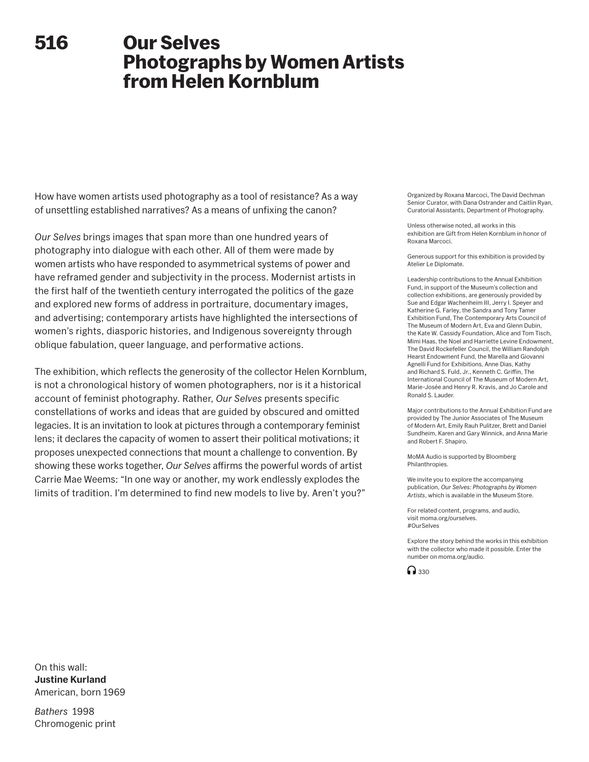# 516 Our Selves Photographs by Women Artists from Helen Kornblum

How have women artists used photography as a tool of resistance? As a way of unsettling established narratives? As a means of unfixing the canon?

*Our Selves* brings images that span more than one hundred years of photography into dialogue with each other. All of them were made by women artists who have responded to asymmetrical systems of power and have reframed gender and subjectivity in the process. Modernist artists in the first half of the twentieth century interrogated the politics of the gaze and explored new forms of address in portraiture, documentary images, and advertising; contemporary artists have highlighted the intersections of women's rights, diasporic histories, and Indigenous sovereignty through oblique fabulation, queer language, and performative actions.

The exhibition, which reflects the generosity of the collector Helen Kornblum, is not a chronological history of women photographers, nor is it a historical account of feminist photography. Rather, *Our Selves* presents specific constellations of works and ideas that are guided by obscured and omitted legacies. It is an invitation to look at pictures through a contemporary feminist lens; it declares the capacity of women to assert their political motivations; it proposes unexpected connections that mount a challenge to convention. By showing these works together, *Our Selves* affirms the powerful words of artist Carrie Mae Weems: "In one way or another, my work endlessly explodes the limits of tradition. I'm determined to find new models to live by. Aren't you?"

Organized by Roxana Marcoci, The David Dechman Senior Curator, with Dana Ostrander and Caitlin Ryan, Curatorial Assistants, Department of Photography.

Unless otherwise noted, all works in this exhibition are Gift from Helen Kornblum in honor of Roxana Marcoci.

Generous support for this exhibition is provided by Atelier Le Diplomate.

Leadership contributions to the Annual Exhibition Fund, in support of the Museum's collection and collection exhibitions, are generously provided by Sue and Edgar Wachenheim III, Jerry I. Speyer and Katherine G. Farley, the Sandra and Tony Tamer Exhibition Fund, The Contemporary Arts Council of The Museum of Modern Art, Eva and Glenn Dubin, the Kate W. Cassidy Foundation, Alice and Tom Tisch, Mimi Haas, the Noel and Harriette Levine Endowment, The David Rockefeller Council, the William Randolph Hearst Endowment Fund, the Marella and Giovanni Agnelli Fund for Exhibitions, Anne Dias, Kathy and Richard S. Fuld, Jr., Kenneth C. Griffin, The International Council of The Museum of Modern Art, Marie-Josée and Henry R. Kravis, and Jo Carole and Ronald S. Lauder.

Major contributions to the Annual Exhibition Fund are provided by The Junior Associates of The Museum of Modern Art, Emily Rauh Pulitzer, Brett and Daniel Sundheim, Karen and Gary Winnick, and Anna Marie and Robert F. Shapiro.

MoMA Audio is supported by Bloomberg Philanthropies.

We invite you to explore the accompanying publication, *Our Selves: Photographs by Women Artists*, which is available in the Museum Store.

For related content, programs, and audio, visit moma.org/ourselves.
#OurSelves

Explore the story behind the works in this exhibition with the collector who made it possible. Enter the number on moma.org/audio.

330

On this wall:
**Justine Kurland**
American, born 1969

*Bathers* 1998
Chromogenic print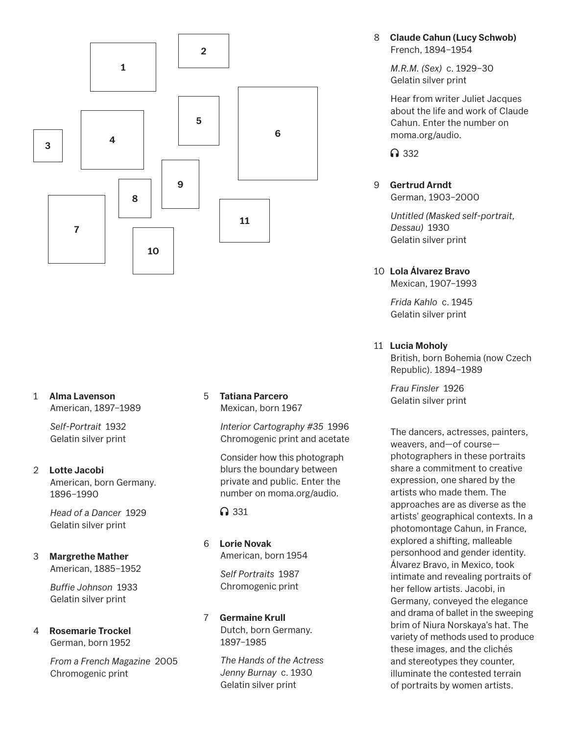1 2 3 4 5 6 7 8 9 10 11

1 **Alma Lavenson**
American, 1897–1989

*Self-Portrait* 1932
Gelatin silver print

2 **Lotte Jacobi**
American, born Germany. 1896–1990

*Head of a Dancer* 1929
Gelatin silver print

3 **Margrethe Mather**
American, 1885–1952

*Buffie Johnson* 1933
Gelatin silver print

4 **Rosemarie Trockel**
German, born 1952

*From a French Magazine* 2005
Chromogenic print

5 **Tatiana Parcero**
Mexican, born 1967

*Interior Cartography #35* 1996
Chromogenic print and acetate

Consider how this photograph blurs the boundary between private and public. Enter the number on moma.org/audio.

🎧 331

6 **Lorie Novak**
American, born 1954

*Self Portraits* 1987
Chromogenic print

7 **Germaine Krull**
Dutch, born Germany. 1897–1985

*The Hands of the Actress Jenny Burnay* c. 1930
Gelatin silver print

8 **Claude Cahun (Lucy Schwob)**
French, 1894–1954

*M.R.M. (Sex)* c. 1929–30
Gelatin silver print

Hear from writer Juliet Jacques about the life and work of Claude Cahun. Enter the number on moma.org/audio.

🎧 332

9 **Gertrud Arndt**
German, 1903–2000

*Untitled (Masked self-portrait, Dessau)* 1930
Gelatin silver print

10 **Lola Álvarez Bravo**
Mexican, 1907–1993

*Frida Kahlo* c. 1945
Gelatin silver print

11 **Lucia Moholy**
British, born Bohemia (now Czech Republic). 1894–1989

*Frau Finsler* 1926
Gelatin silver print

The dancers, actresses, painters, weavers, and—of course—photographers in these portraits share a commitment to creative expression, one shared by the artists who made them. The approaches are as diverse as the artists' geographical contexts. In a photomontage Cahun, in France, explored a shifting, malleable personhood and gender identity. Álvarez Bravo, in Mexico, took intimate and revealing portraits of her fellow artists. Jacobi, in Germany, conveyed the elegance and drama of ballet in the sweeping brim of Niura Norskaya's hat. The variety of methods used to produce these images, and the clichés and stereotypes they counter, illuminate the contested terrain of portraits by women artists.